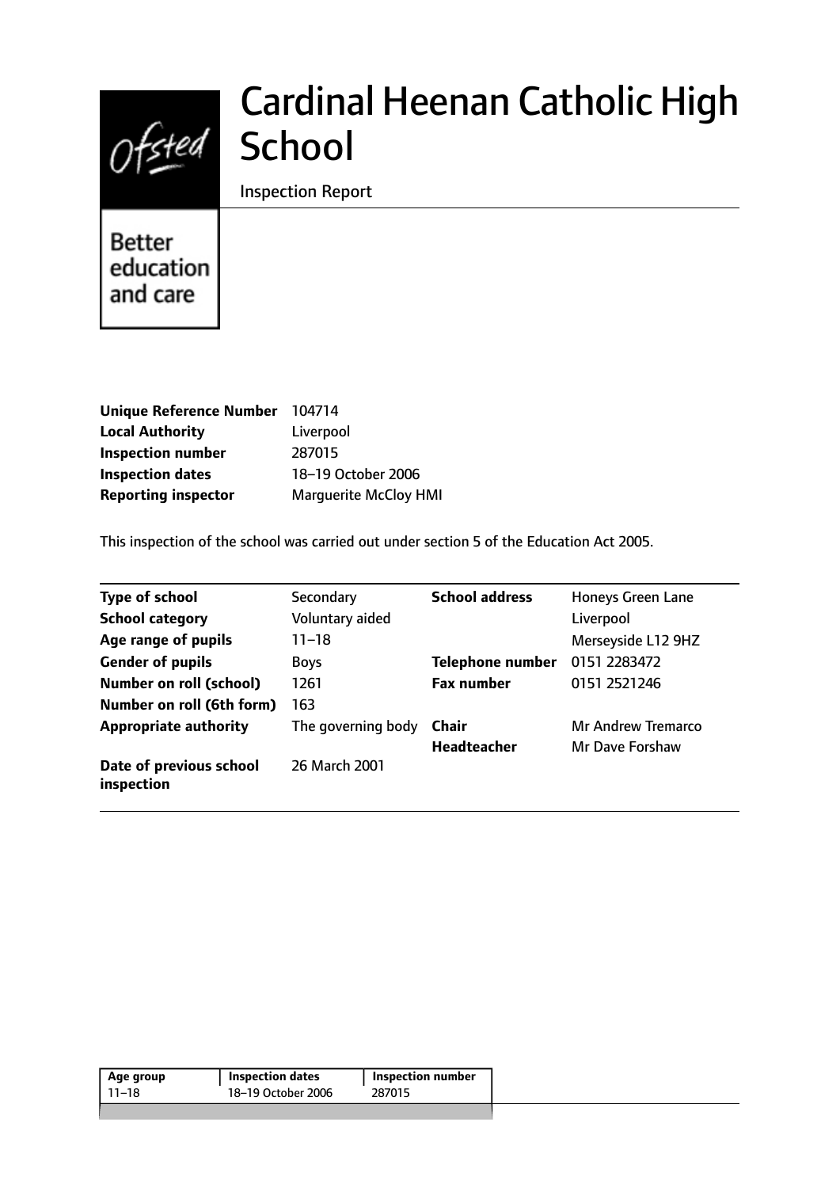Ofsted

Better education and care

# Cardinal Heenan Catholic High School

Inspection Report

| | |
|---|---|
| **Unique Reference Number** | 104714 |
| **Local Authority** | Liverpool |
| **Inspection number** | 287015 |
| **Inspection dates** | 18–19 October 2006 |
| **Reporting inspector** | Marguerite McCloy HMI |

This inspection of the school was carried out under section 5 of the Education Act 2005.

| | | | |
|---|---|---|---|
| **Type of school** | Secondary | **School address** | Honeys Green Lane |
| **School category** | Voluntary aided | | Liverpool |
| **Age range of pupils** | 11–18 | | Merseyside L12 9HZ |
| **Gender of pupils** | Boys | **Telephone number** | 0151 2283472 |
| **Number on roll (school)** | 1261 | **Fax number** | 0151 2521246 |
| **Number on roll (6th form)** | 163 | | |
| **Appropriate authority** | The governing body | **Chair** | Mr Andrew Tremarco |
| | | **Headteacher** | Mr Dave Forshaw |
| **Date of previous school inspection** | 26 March 2001 | | |

| Age group | Inspection dates | Inspection number |
|---|---|---|
| 11–18 | 18–19 October 2006 | 287015 |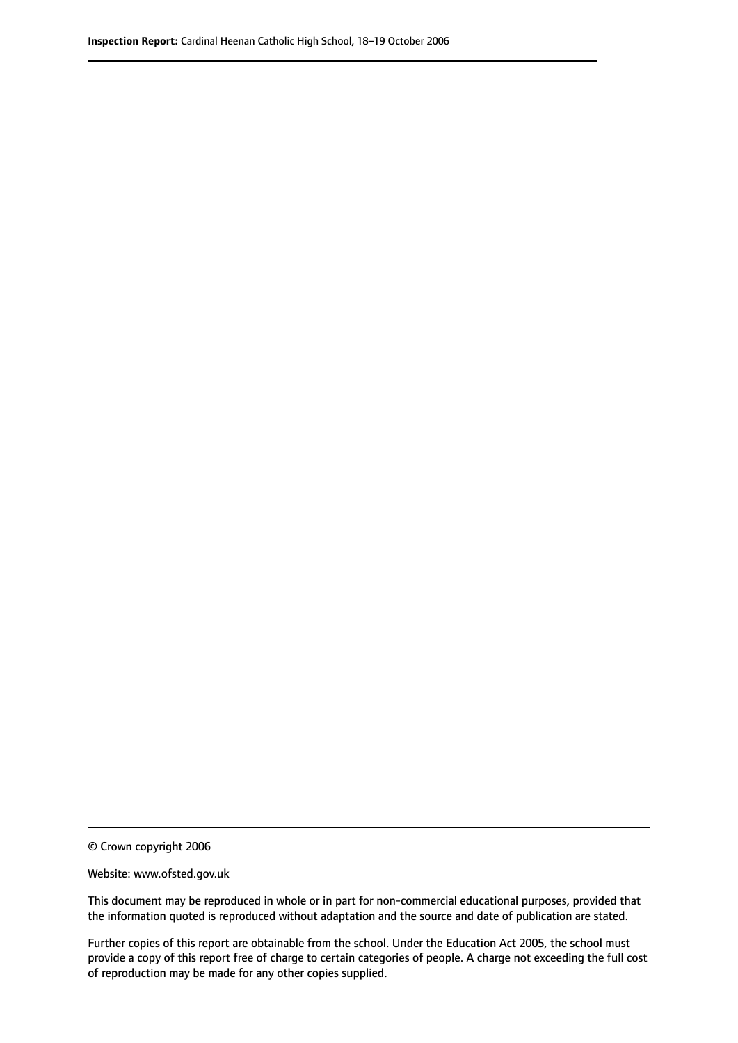© Crown copyright 2006

Website: www.ofsted.gov.uk

This document may be reproduced in whole or in part for non-commercial educational purposes, provided that the information quoted is reproduced without adaptation and the source and date of publication are stated.

Further copies of this report are obtainable from the school. Under the Education Act 2005, the school must provide a copy of this report free of charge to certain categories of people. A charge not exceeding the full cost of reproduction may be made for any other copies supplied.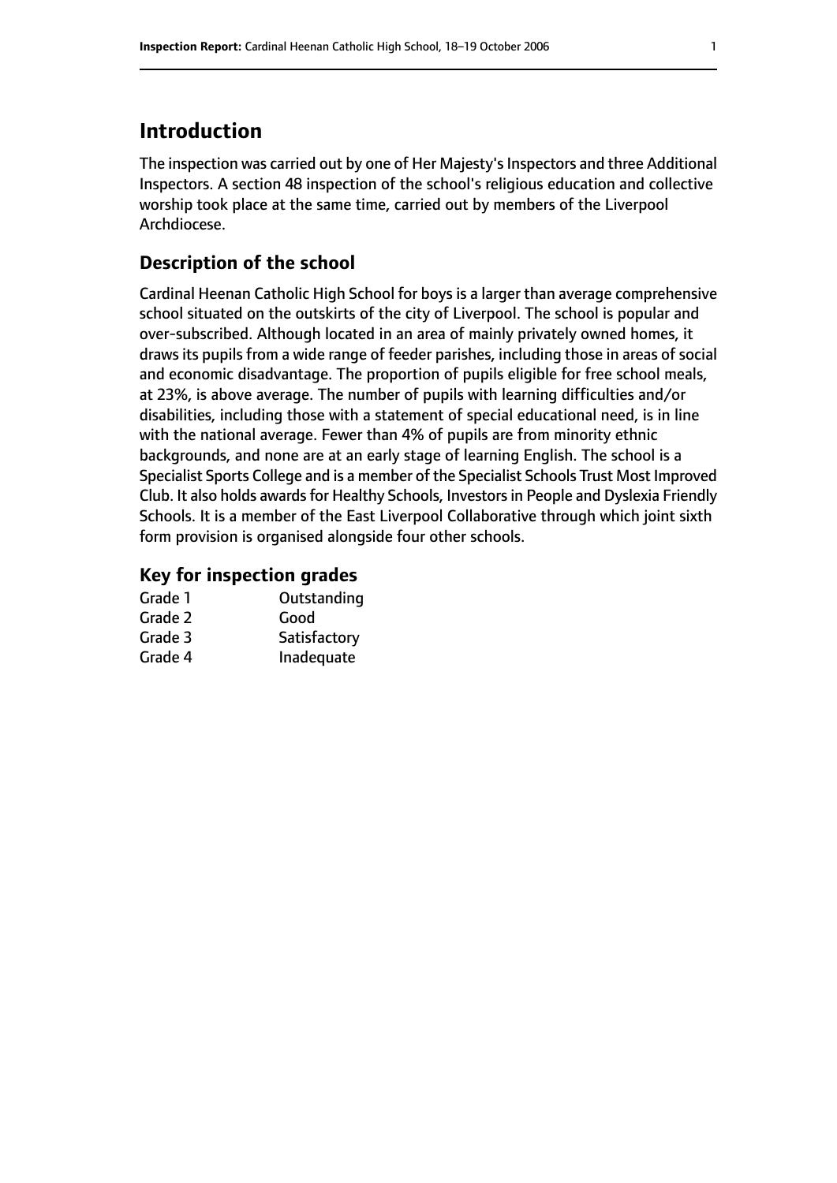# Introduction

The inspection was carried out by one of Her Majesty's Inspectors and three Additional Inspectors. A section 48 inspection of the school's religious education and collective worship took place at the same time, carried out by members of the Liverpool Archdiocese.

## Description of the school

Cardinal Heenan Catholic High School for boys is a larger than average comprehensive school situated on the outskirts of the city of Liverpool. The school is popular and over-subscribed. Although located in an area of mainly privately owned homes, it draws its pupils from a wide range of feeder parishes, including those in areas of social and economic disadvantage. The proportion of pupils eligible for free school meals, at 23%, is above average. The number of pupils with learning difficulties and/or disabilities, including those with a statement of special educational need, is in line with the national average. Fewer than 4% of pupils are from minority ethnic backgrounds, and none are at an early stage of learning English. The school is a Specialist Sports College and is a member of the Specialist Schools Trust Most Improved Club. It also holds awards for Healthy Schools, Investors in People and Dyslexia Friendly Schools. It is a member of the East Liverpool Collaborative through which joint sixth form provision is organised alongside four other schools.

### Key for inspection grades

| | |
|---|---|
| Grade 1 | Outstanding |
| Grade 2 | Good |
| Grade 3 | Satisfactory |
| Grade 4 | Inadequate |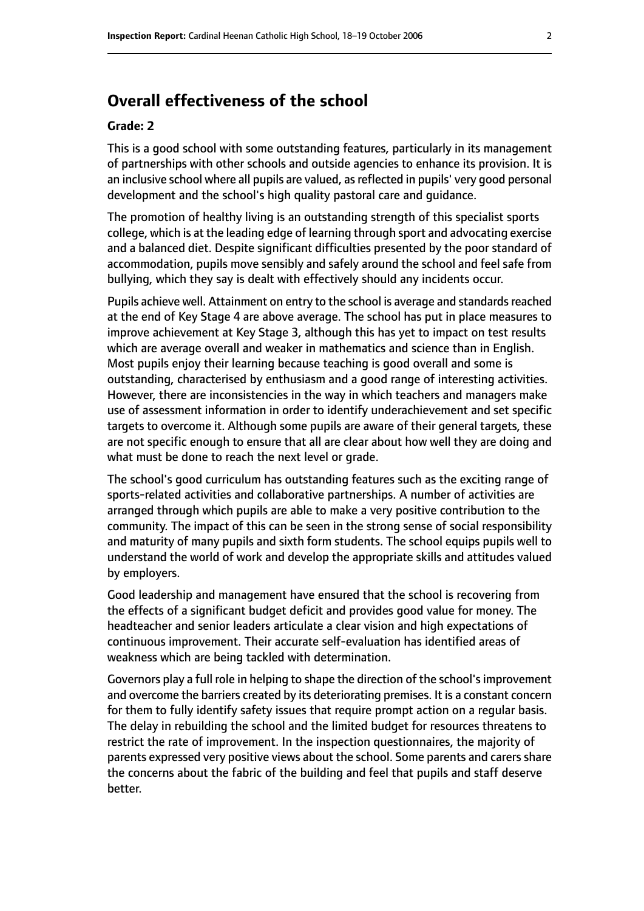# Overall effectiveness of the school

#### Grade: 2

This is a good school with some outstanding features, particularly in its management of partnerships with other schools and outside agencies to enhance its provision. It is an inclusive school where all pupils are valued, as reflected in pupils' very good personal development and the school's high quality pastoral care and guidance.

The promotion of healthy living is an outstanding strength of this specialist sports college, which is at the leading edge of learning through sport and advocating exercise and a balanced diet. Despite significant difficulties presented by the poor standard of accommodation, pupils move sensibly and safely around the school and feel safe from bullying, which they say is dealt with effectively should any incidents occur.

Pupils achieve well. Attainment on entry to the school is average and standards reached at the end of Key Stage 4 are above average. The school has put in place measures to improve achievement at Key Stage 3, although this has yet to impact on test results which are average overall and weaker in mathematics and science than in English. Most pupils enjoy their learning because teaching is good overall and some is outstanding, characterised by enthusiasm and a good range of interesting activities. However, there are inconsistencies in the way in which teachers and managers make use of assessment information in order to identify underachievement and set specific targets to overcome it. Although some pupils are aware of their general targets, these are not specific enough to ensure that all are clear about how well they are doing and what must be done to reach the next level or grade.

The school's good curriculum has outstanding features such as the exciting range of sports-related activities and collaborative partnerships. A number of activities are arranged through which pupils are able to make a very positive contribution to the community. The impact of this can be seen in the strong sense of social responsibility and maturity of many pupils and sixth form students. The school equips pupils well to understand the world of work and develop the appropriate skills and attitudes valued by employers.

Good leadership and management have ensured that the school is recovering from the effects of a significant budget deficit and provides good value for money. The headteacher and senior leaders articulate a clear vision and high expectations of continuous improvement. Their accurate self-evaluation has identified areas of weakness which are being tackled with determination.

Governors play a full role in helping to shape the direction of the school's improvement and overcome the barriers created by its deteriorating premises. It is a constant concern for them to fully identify safety issues that require prompt action on a regular basis. The delay in rebuilding the school and the limited budget for resources threatens to restrict the rate of improvement. In the inspection questionnaires, the majority of parents expressed very positive views about the school. Some parents and carers share the concerns about the fabric of the building and feel that pupils and staff deserve better.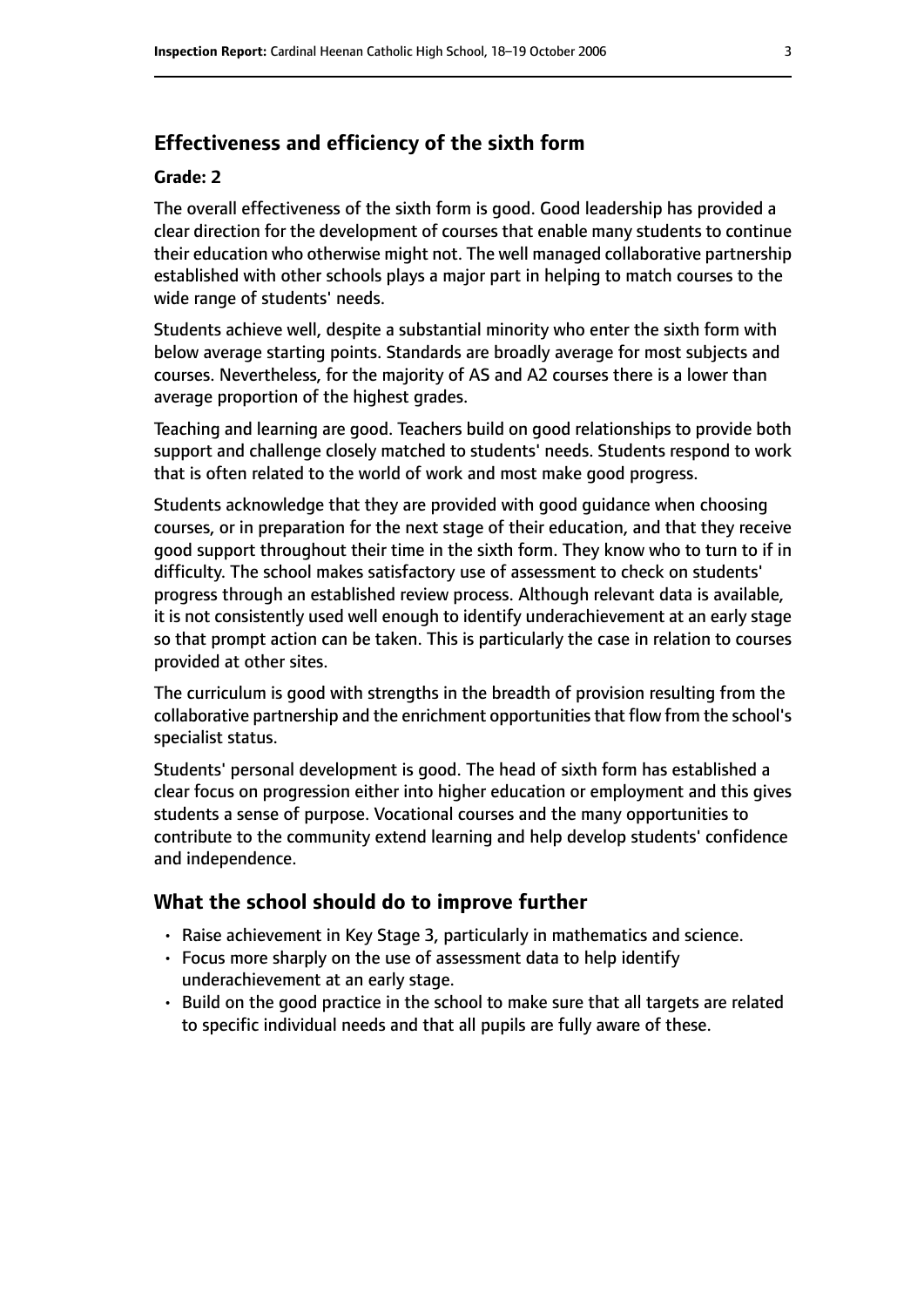## Effectiveness and efficiency of the sixth form

**Grade: 2**

The overall effectiveness of the sixth form is good. Good leadership has provided a clear direction for the development of courses that enable many students to continue their education who otherwise might not. The well managed collaborative partnership established with other schools plays a major part in helping to match courses to the wide range of students' needs.

Students achieve well, despite a substantial minority who enter the sixth form with below average starting points. Standards are broadly average for most subjects and courses. Nevertheless, for the majority of AS and A2 courses there is a lower than average proportion of the highest grades.

Teaching and learning are good. Teachers build on good relationships to provide both support and challenge closely matched to students' needs. Students respond to work that is often related to the world of work and most make good progress.

Students acknowledge that they are provided with good guidance when choosing courses, or in preparation for the next stage of their education, and that they receive good support throughout their time in the sixth form. They know who to turn to if in difficulty. The school makes satisfactory use of assessment to check on students' progress through an established review process. Although relevant data is available, it is not consistently used well enough to identify underachievement at an early stage so that prompt action can be taken. This is particularly the case in relation to courses provided at other sites.

The curriculum is good with strengths in the breadth of provision resulting from the collaborative partnership and the enrichment opportunities that flow from the school's specialist status.

Students' personal development is good. The head of sixth form has established a clear focus on progression either into higher education or employment and this gives students a sense of purpose. Vocational courses and the many opportunities to contribute to the community extend learning and help develop students' confidence and independence.

## What the school should do to improve further

- Raise achievement in Key Stage 3, particularly in mathematics and science.
- Focus more sharply on the use of assessment data to help identify underachievement at an early stage.
- Build on the good practice in the school to make sure that all targets are related to specific individual needs and that all pupils are fully aware of these.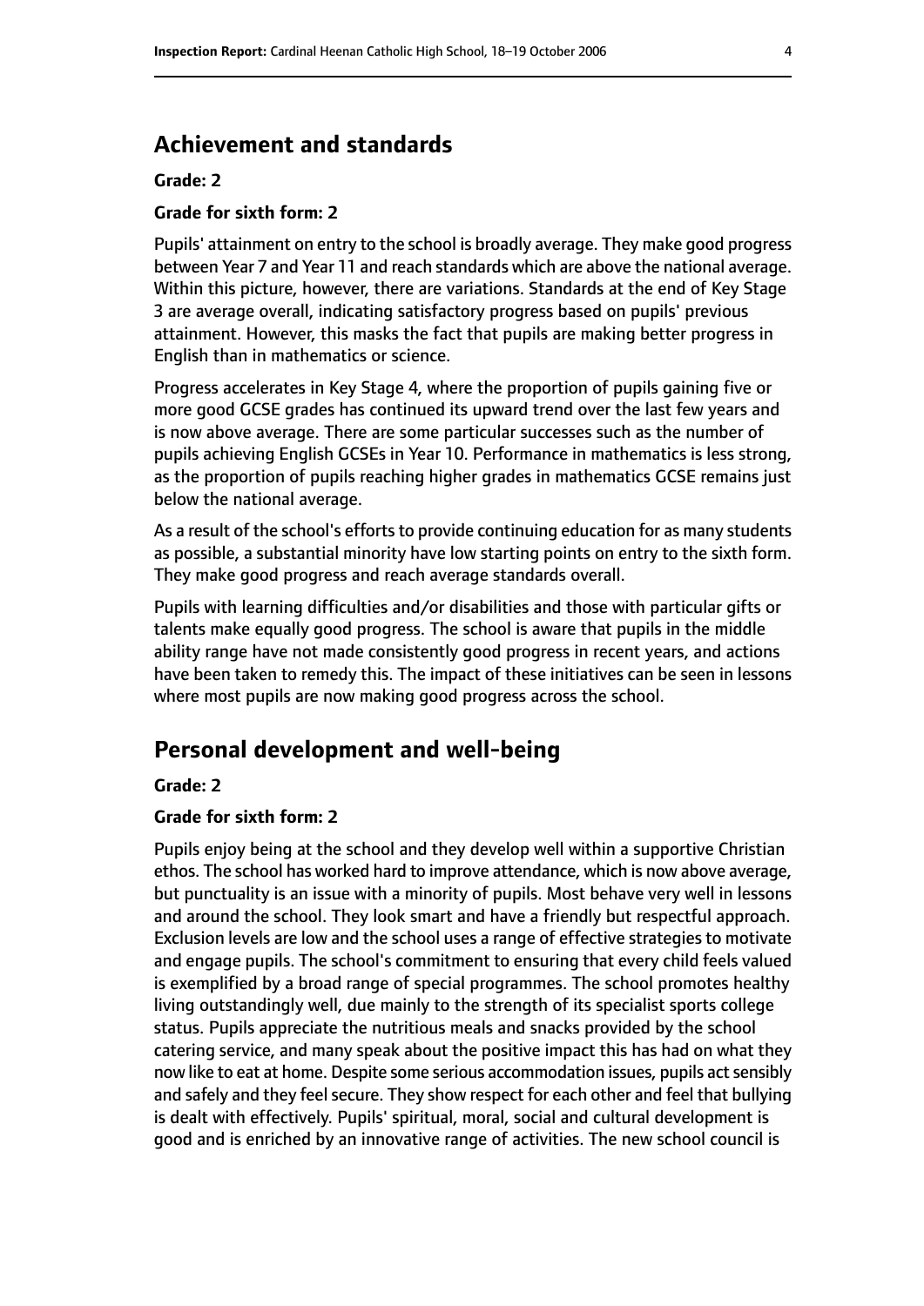## Achievement and standards

**Grade: 2**

**Grade for sixth form: 2**

Pupils' attainment on entry to the school is broadly average. They make good progress between Year 7 and Year 11 and reach standards which are above the national average. Within this picture, however, there are variations. Standards at the end of Key Stage 3 are average overall, indicating satisfactory progress based on pupils' previous attainment. However, this masks the fact that pupils are making better progress in English than in mathematics or science.

Progress accelerates in Key Stage 4, where the proportion of pupils gaining five or more good GCSE grades has continued its upward trend over the last few years and is now above average. There are some particular successes such as the number of pupils achieving English GCSEs in Year 10. Performance in mathematics is less strong, as the proportion of pupils reaching higher grades in mathematics GCSE remains just below the national average.

As a result of the school's efforts to provide continuing education for as many students as possible, a substantial minority have low starting points on entry to the sixth form. They make good progress and reach average standards overall.

Pupils with learning difficulties and/or disabilities and those with particular gifts or talents make equally good progress. The school is aware that pupils in the middle ability range have not made consistently good progress in recent years, and actions have been taken to remedy this. The impact of these initiatives can be seen in lessons where most pupils are now making good progress across the school.

## Personal development and well-being

**Grade: 2**

**Grade for sixth form: 2**

Pupils enjoy being at the school and they develop well within a supportive Christian ethos. The school has worked hard to improve attendance, which is now above average, but punctuality is an issue with a minority of pupils. Most behave very well in lessons and around the school. They look smart and have a friendly but respectful approach. Exclusion levels are low and the school uses a range of effective strategies to motivate and engage pupils. The school's commitment to ensuring that every child feels valued is exemplified by a broad range of special programmes. The school promotes healthy living outstandingly well, due mainly to the strength of its specialist sports college status. Pupils appreciate the nutritious meals and snacks provided by the school catering service, and many speak about the positive impact this has had on what they now like to eat at home. Despite some serious accommodation issues, pupils act sensibly and safely and they feel secure. They show respect for each other and feel that bullying is dealt with effectively. Pupils' spiritual, moral, social and cultural development is good and is enriched by an innovative range of activities. The new school council is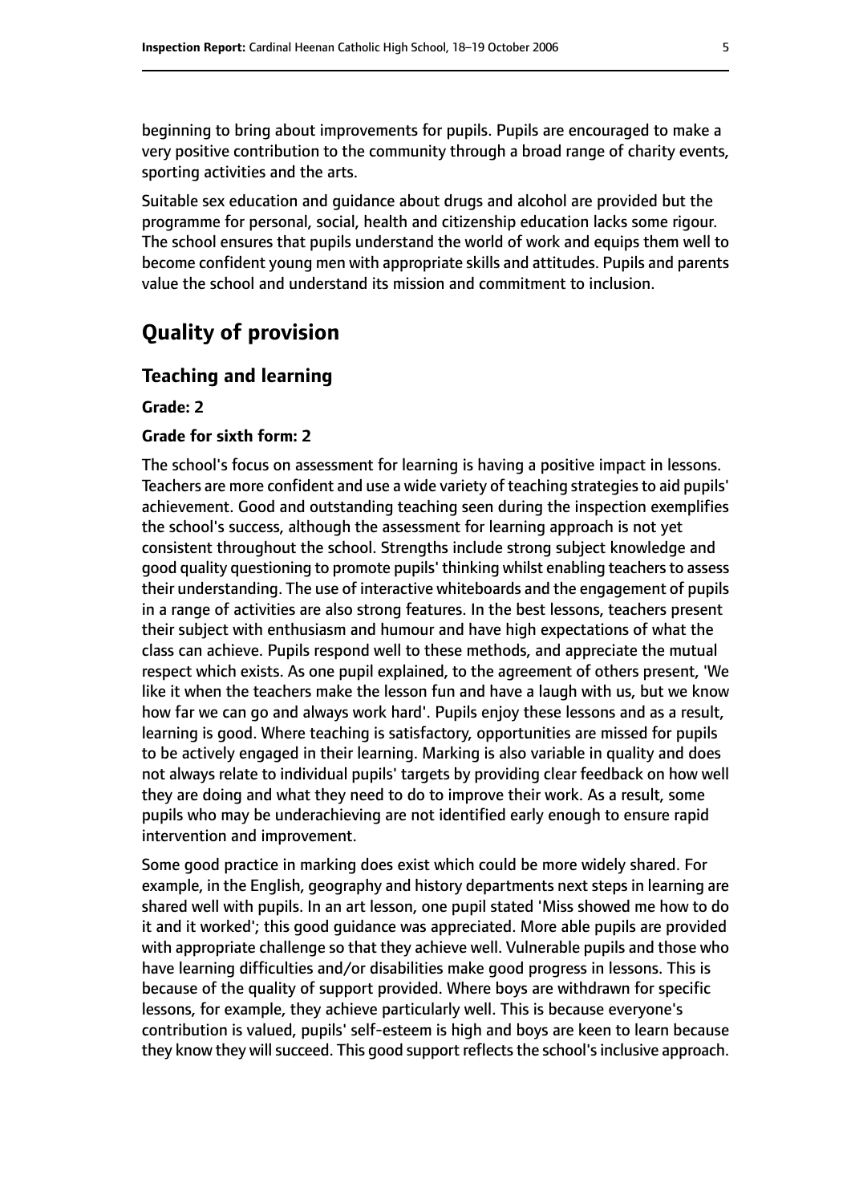beginning to bring about improvements for pupils. Pupils are encouraged to make a very positive contribution to the community through a broad range of charity events, sporting activities and the arts.

Suitable sex education and guidance about drugs and alcohol are provided but the programme for personal, social, health and citizenship education lacks some rigour. The school ensures that pupils understand the world of work and equips them well to become confident young men with appropriate skills and attitudes. Pupils and parents value the school and understand its mission and commitment to inclusion.

# Quality of provision

## Teaching and learning

**Grade: 2**

**Grade for sixth form: 2**

The school's focus on assessment for learning is having a positive impact in lessons. Teachers are more confident and use a wide variety of teaching strategies to aid pupils' achievement. Good and outstanding teaching seen during the inspection exemplifies the school's success, although the assessment for learning approach is not yet consistent throughout the school. Strengths include strong subject knowledge and good quality questioning to promote pupils' thinking whilst enabling teachers to assess their understanding. The use of interactive whiteboards and the engagement of pupils in a range of activities are also strong features. In the best lessons, teachers present their subject with enthusiasm and humour and have high expectations of what the class can achieve. Pupils respond well to these methods, and appreciate the mutual respect which exists. As one pupil explained, to the agreement of others present, 'We like it when the teachers make the lesson fun and have a laugh with us, but we know how far we can go and always work hard'. Pupils enjoy these lessons and as a result, learning is good. Where teaching is satisfactory, opportunities are missed for pupils to be actively engaged in their learning. Marking is also variable in quality and does not always relate to individual pupils' targets by providing clear feedback on how well they are doing and what they need to do to improve their work. As a result, some pupils who may be underachieving are not identified early enough to ensure rapid intervention and improvement.

Some good practice in marking does exist which could be more widely shared. For example, in the English, geography and history departments next steps in learning are shared well with pupils. In an art lesson, one pupil stated 'Miss showed me how to do it and it worked'; this good guidance was appreciated. More able pupils are provided with appropriate challenge so that they achieve well. Vulnerable pupils and those who have learning difficulties and/or disabilities make good progress in lessons. This is because of the quality of support provided. Where boys are withdrawn for specific lessons, for example, they achieve particularly well. This is because everyone's contribution is valued, pupils' self-esteem is high and boys are keen to learn because they know they will succeed. This good support reflects the school's inclusive approach.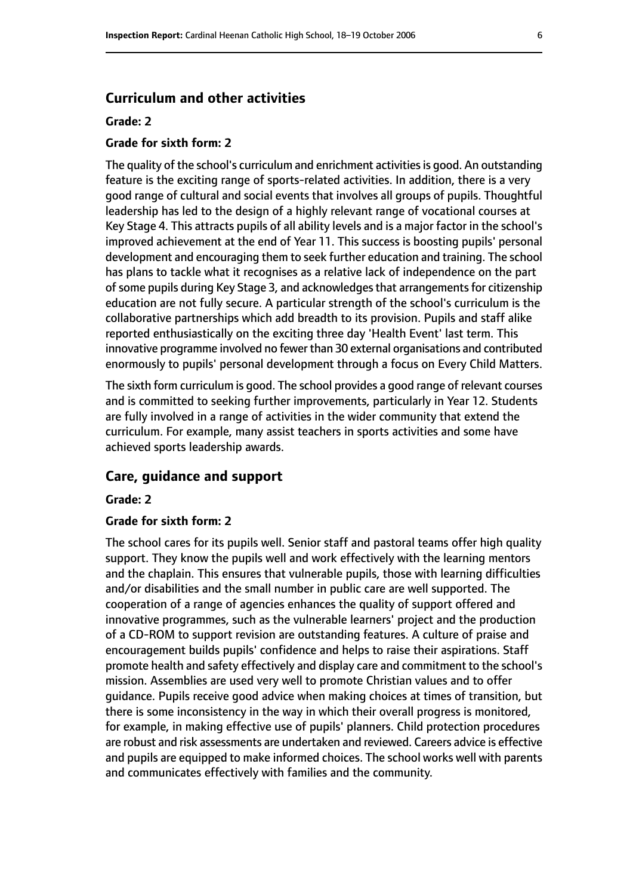## Curriculum and other activities

**Grade: 2**

**Grade for sixth form: 2**

The quality of the school's curriculum and enrichment activities is good. An outstanding feature is the exciting range of sports-related activities. In addition, there is a very good range of cultural and social events that involves all groups of pupils. Thoughtful leadership has led to the design of a highly relevant range of vocational courses at Key Stage 4. This attracts pupils of all ability levels and is a major factor in the school's improved achievement at the end of Year 11. This success is boosting pupils' personal development and encouraging them to seek further education and training. The school has plans to tackle what it recognises as a relative lack of independence on the part of some pupils during Key Stage 3, and acknowledges that arrangements for citizenship education are not fully secure. A particular strength of the school's curriculum is the collaborative partnerships which add breadth to its provision. Pupils and staff alike reported enthusiastically on the exciting three day 'Health Event' last term. This innovative programme involved no fewer than 30 external organisations and contributed enormously to pupils' personal development through a focus on Every Child Matters.

The sixth form curriculum is good. The school provides a good range of relevant courses and is committed to seeking further improvements, particularly in Year 12. Students are fully involved in a range of activities in the wider community that extend the curriculum. For example, many assist teachers in sports activities and some have achieved sports leadership awards.

## Care, guidance and support

**Grade: 2**

**Grade for sixth form: 2**

The school cares for its pupils well. Senior staff and pastoral teams offer high quality support. They know the pupils well and work effectively with the learning mentors and the chaplain. This ensures that vulnerable pupils, those with learning difficulties and/or disabilities and the small number in public care are well supported. The cooperation of a range of agencies enhances the quality of support offered and innovative programmes, such as the vulnerable learners' project and the production of a CD-ROM to support revision are outstanding features. A culture of praise and encouragement builds pupils' confidence and helps to raise their aspirations. Staff promote health and safety effectively and display care and commitment to the school's mission. Assemblies are used very well to promote Christian values and to offer guidance. Pupils receive good advice when making choices at times of transition, but there is some inconsistency in the way in which their overall progress is monitored, for example, in making effective use of pupils' planners. Child protection procedures are robust and risk assessments are undertaken and reviewed. Careers advice is effective and pupils are equipped to make informed choices. The school works well with parents and communicates effectively with families and the community.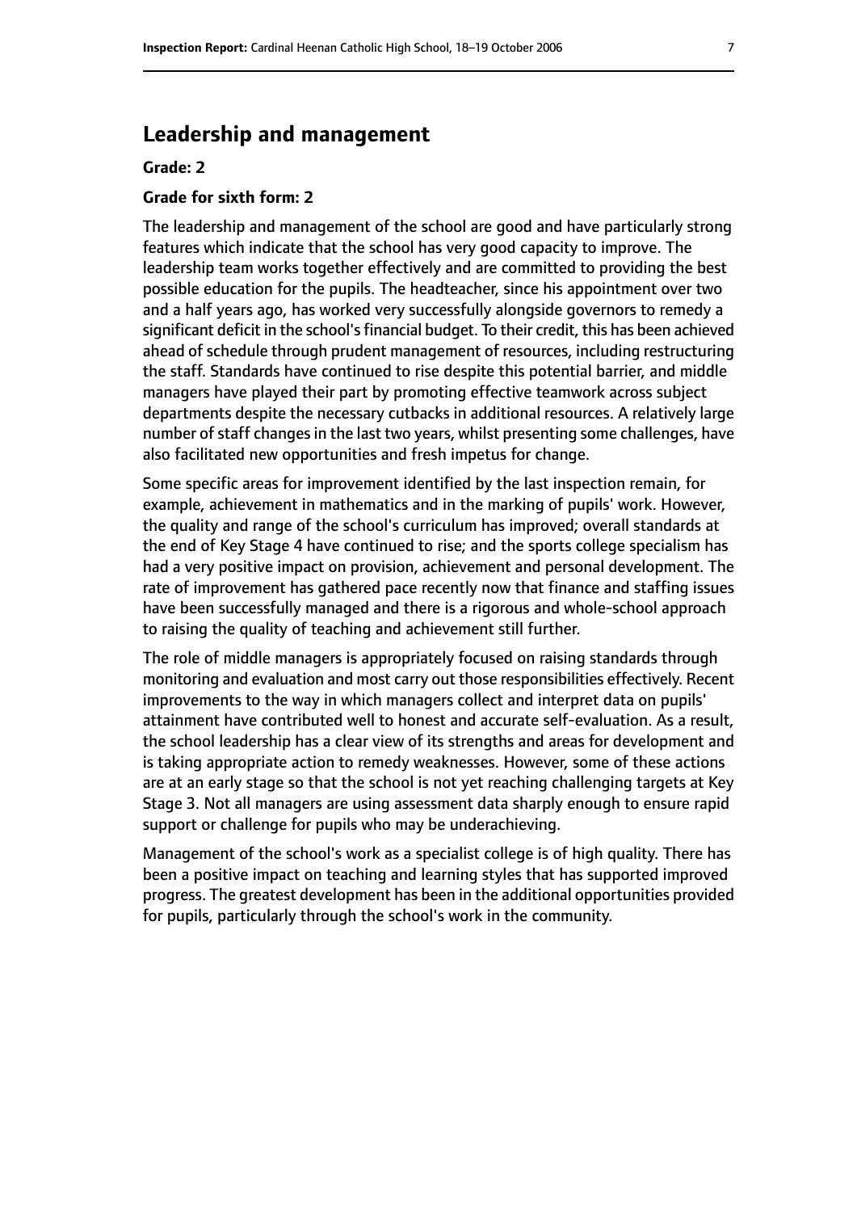## Leadership and management

**Grade: 2**

**Grade for sixth form: 2**

The leadership and management of the school are good and have particularly strong features which indicate that the school has very good capacity to improve. The leadership team works together effectively and are committed to providing the best possible education for the pupils. The headteacher, since his appointment over two and a half years ago, has worked very successfully alongside governors to remedy a significant deficit in the school's financial budget. To their credit, this has been achieved ahead of schedule through prudent management of resources, including restructuring the staff. Standards have continued to rise despite this potential barrier, and middle managers have played their part by promoting effective teamwork across subject departments despite the necessary cutbacks in additional resources. A relatively large number of staff changes in the last two years, whilst presenting some challenges, have also facilitated new opportunities and fresh impetus for change.

Some specific areas for improvement identified by the last inspection remain, for example, achievement in mathematics and in the marking of pupils' work. However, the quality and range of the school's curriculum has improved; overall standards at the end of Key Stage 4 have continued to rise; and the sports college specialism has had a very positive impact on provision, achievement and personal development. The rate of improvement has gathered pace recently now that finance and staffing issues have been successfully managed and there is a rigorous and whole-school approach to raising the quality of teaching and achievement still further.

The role of middle managers is appropriately focused on raising standards through monitoring and evaluation and most carry out those responsibilities effectively. Recent improvements to the way in which managers collect and interpret data on pupils' attainment have contributed well to honest and accurate self-evaluation. As a result, the school leadership has a clear view of its strengths and areas for development and is taking appropriate action to remedy weaknesses. However, some of these actions are at an early stage so that the school is not yet reaching challenging targets at Key Stage 3. Not all managers are using assessment data sharply enough to ensure rapid support or challenge for pupils who may be underachieving.

Management of the school's work as a specialist college is of high quality. There has been a positive impact on teaching and learning styles that has supported improved progress. The greatest development has been in the additional opportunities provided for pupils, particularly through the school's work in the community.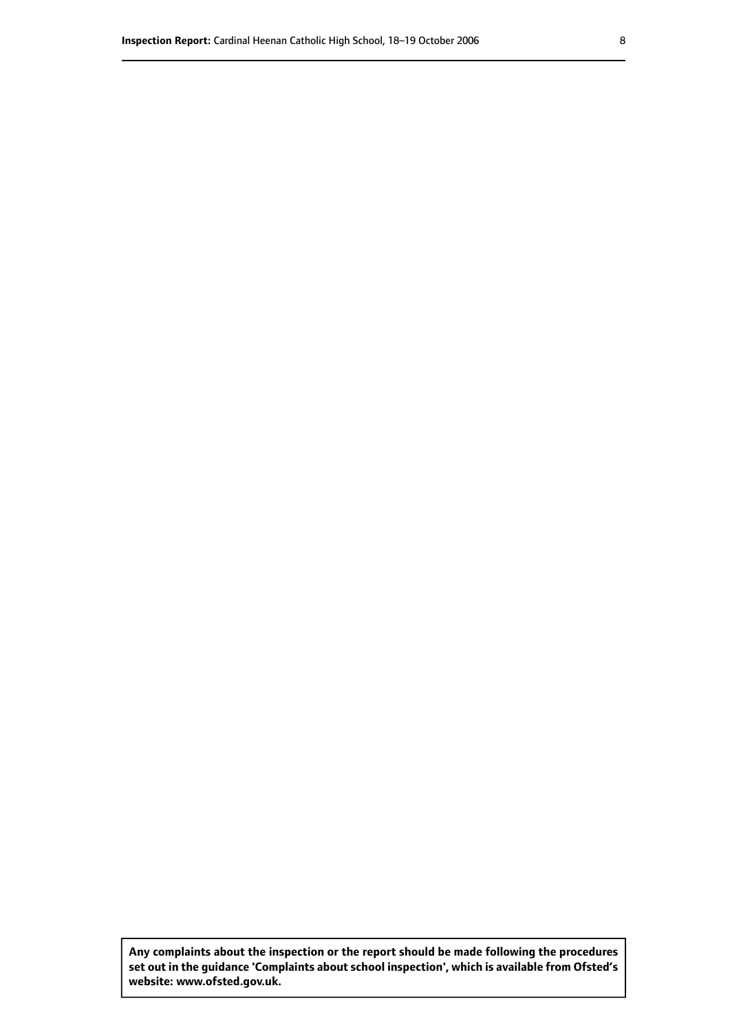**Any complaints about the inspection or the report should be made following the procedures set out in the guidance 'Complaints about school inspection', which is available from Ofsted's website: www.ofsted.gov.uk.**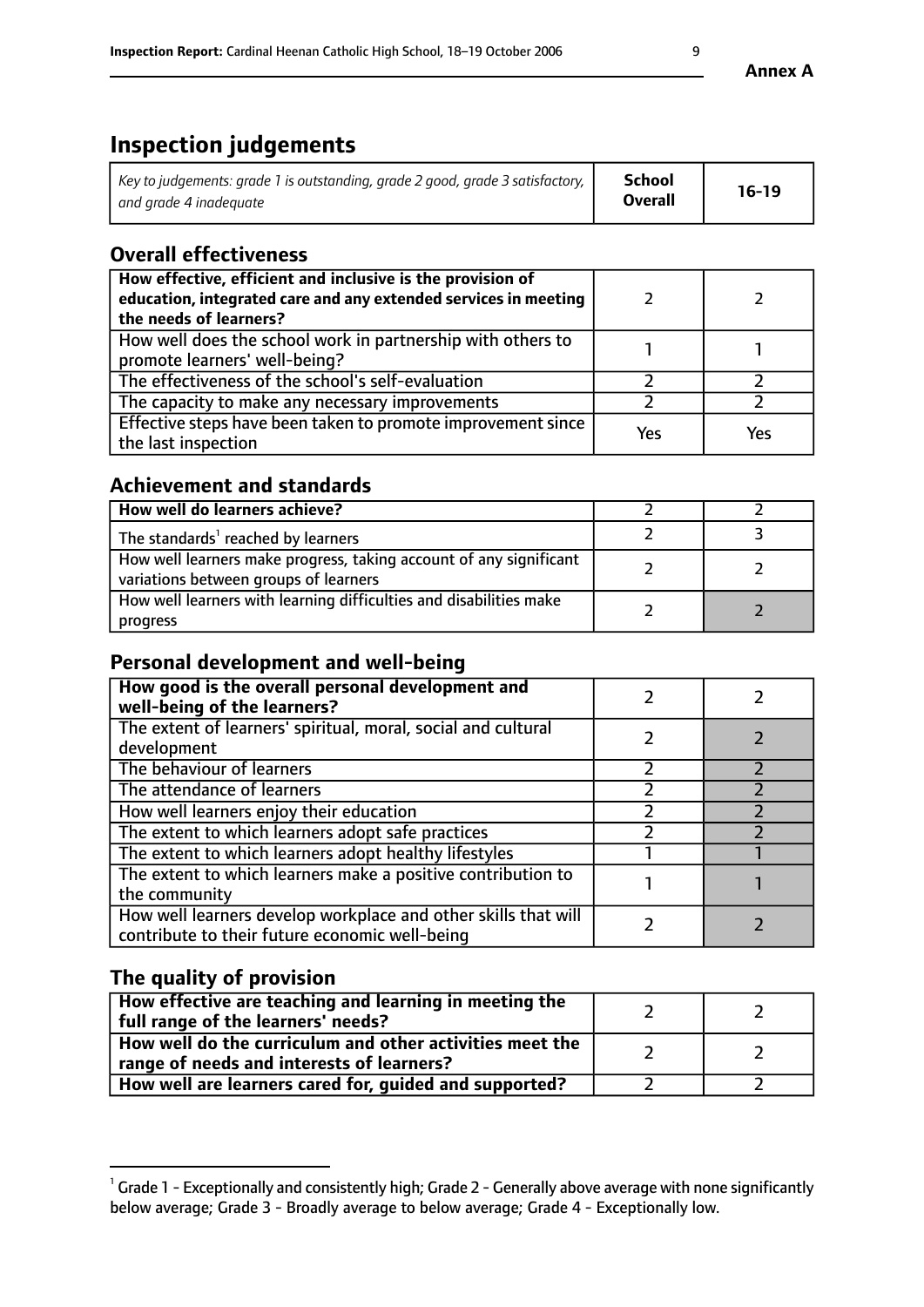**Annex A**

# Inspection judgements

| Key to judgements: grade 1 is outstanding, grade 2 good, grade 3 satisfactory, and grade 4 inadequate | School Overall | 16-19 |
|---|---|---|

## Overall effectiveness

| | | |
|---|---|---|
| **How effective, efficient and inclusive is the provision of education, integrated care and any extended services in meeting the needs of learners?** | 2 | 2 |
| How well does the school work in partnership with others to promote learners' well-being? | 1 | 1 |
| The effectiveness of the school's self-evaluation | 2 | 2 |
| The capacity to make any necessary improvements | 2 | 2 |
| Effective steps have been taken to promote improvement since the last inspection | Yes | Yes |

## Achievement and standards

| | | |
|---|---|---|
| **How well do learners achieve?** | 2 | 2 |
| The standards[1] reached by learners | 2 | 3 |
| How well learners make progress, taking account of any significant variations between groups of learners | 2 | 2 |
| How well learners with learning difficulties and disabilities make progress | 2 | 2 |

## Personal development and well-being

| | | |
|---|---|---|
| **How good is the overall personal development and well-being of the learners?** | 2 | 2 |
| The extent of learners' spiritual, moral, social and cultural development | 2 | 2 |
| The behaviour of learners | 2 | 2 |
| The attendance of learners | 2 | 2 |
| How well learners enjoy their education | 2 | 2 |
| The extent to which learners adopt safe practices | 2 | 2 |
| The extent to which learners adopt healthy lifestyles | 1 | 1 |
| The extent to which learners make a positive contribution to the community | 1 | 1 |
| How well learners develop workplace and other skills that will contribute to their future economic well-being | 2 | 2 |

## The quality of provision

| | | |
|---|---|---|
| **How effective are teaching and learning in meeting the full range of the learners' needs?** | 2 | 2 |
| **How well do the curriculum and other activities meet the range of needs and interests of learners?** | 2 | 2 |
| **How well are learners cared for, guided and supported?** | 2 | 2 |

[1] Grade 1 - Exceptionally and consistently high; Grade 2 - Generally above average with none significantly below average; Grade 3 - Broadly average to below average; Grade 4 - Exceptionally low.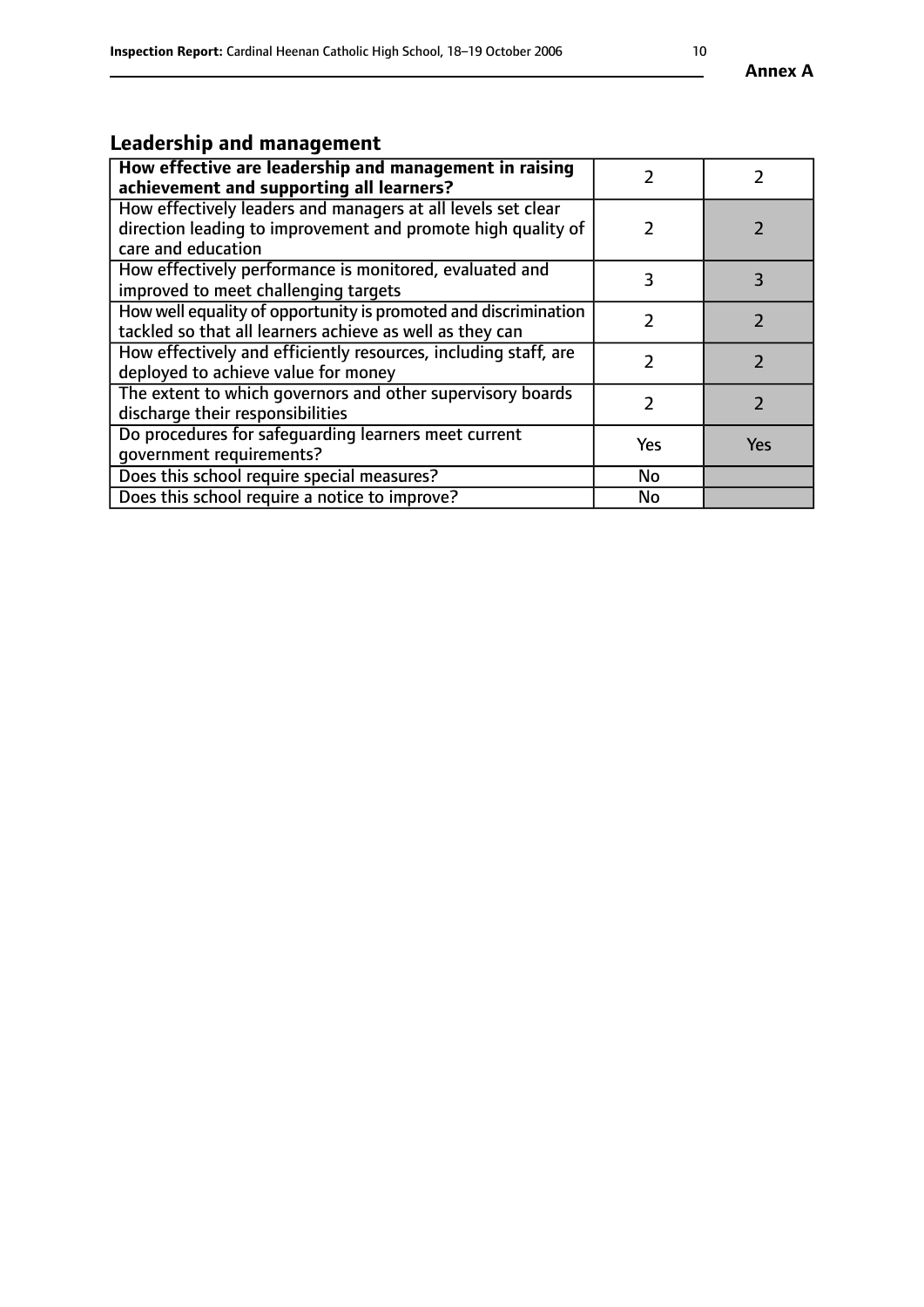Annex A

## Leadership and management

| | | |
|---|---|---|
| **How effective are leadership and management in raising achievement and supporting all learners?** | 2 | 2 |
| How effectively leaders and managers at all levels set clear direction leading to improvement and promote high quality of care and education | 2 | 2 |
| How effectively performance is monitored, evaluated and improved to meet challenging targets | 3 | 3 |
| How well equality of opportunity is promoted and discrimination tackled so that all learners achieve as well as they can | 2 | 2 |
| How effectively and efficiently resources, including staff, are deployed to achieve value for money | 2 | 2 |
| The extent to which governors and other supervisory boards discharge their responsibilities | 2 | 2 |
| Do procedures for safeguarding learners meet current government requirements? | Yes | Yes |
| Does this school require special measures? | No | |
| Does this school require a notice to improve? | No | |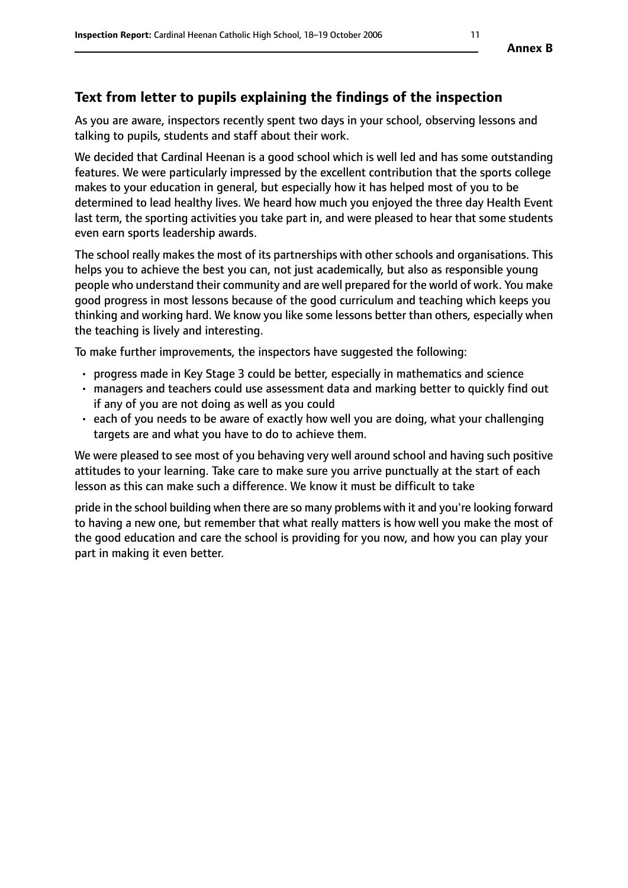## Text from letter to pupils explaining the findings of the inspection

As you are aware, inspectors recently spent two days in your school, observing lessons and talking to pupils, students and staff about their work.

We decided that Cardinal Heenan is a good school which is well led and has some outstanding features. We were particularly impressed by the excellent contribution that the sports college makes to your education in general, but especially how it has helped most of you to be determined to lead healthy lives. We heard how much you enjoyed the three day Health Event last term, the sporting activities you take part in, and were pleased to hear that some students even earn sports leadership awards.

The school really makes the most of its partnerships with other schools and organisations. This helps you to achieve the best you can, not just academically, but also as responsible young people who understand their community and are well prepared for the world of work. You make good progress in most lessons because of the good curriculum and teaching which keeps you thinking and working hard. We know you like some lessons better than others, especially when the teaching is lively and interesting.

To make further improvements, the inspectors have suggested the following:

- progress made in Key Stage 3 could be better, especially in mathematics and science
- managers and teachers could use assessment data and marking better to quickly find out if any of you are not doing as well as you could
- each of you needs to be aware of exactly how well you are doing, what your challenging targets are and what you have to do to achieve them.

We were pleased to see most of you behaving very well around school and having such positive attitudes to your learning. Take care to make sure you arrive punctually at the start of each lesson as this can make such a difference. We know it must be difficult to take pride in the school building when there are so many problems with it and you're looking forward to having a new one, but remember that what really matters is how well you make the most of the good education and care the school is providing for you now, and how you can play your part in making it even better.